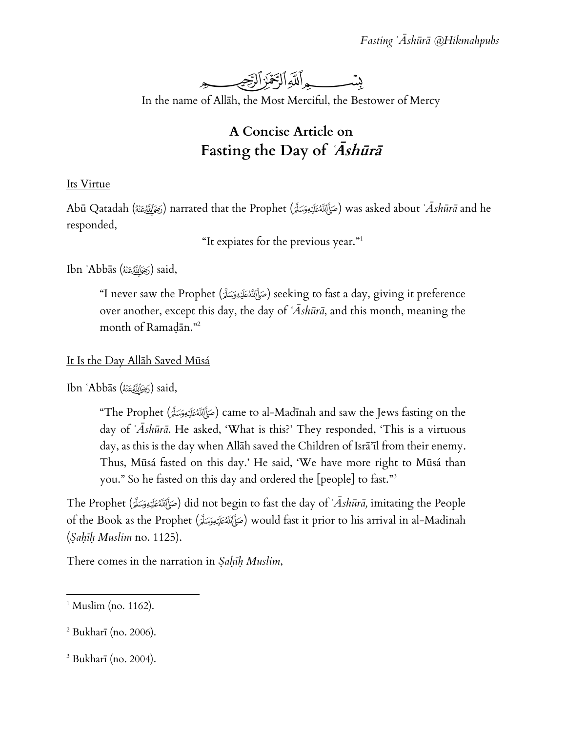بِسۡمِ ٱللَّهِ ٱلرَّحۡمَٰنِ ٱلرَّحِيمِ

In the name of Allāh, the Most Merciful, the Bestower of Mercy

# A Concise Article on Fasting the Day of *ʿĀshūrā*

## Its Virtue

Abū Qatadah (رَضِيَ ٱللَّهُ عَنْهُ) narrated that the Prophet (صَلَّى ٱللَّهُ عَلَيْهِ وَسَلَّمَ) was asked about *ʿĀshūrā* and he responded,

"It expiates for the previous year."[1]

Ibn ʿAbbās (رَضِيَ ٱللَّهُ عَنْهُ) said,

> "I never saw the Prophet (صَلَّى ٱللَّهُ عَلَيْهِ وَسَلَّمَ) seeking to fast a day, giving it preference over another, except this day, the day of *ʿĀshūrā*, and this month, meaning the month of Ramaḍān."[2]

## It Is the Day Allāh Saved Mūsá

Ibn ʿAbbās (رَضِيَ ٱللَّهُ عَنْهُ) said,

> "The Prophet (صَلَّى ٱللَّهُ عَلَيْهِ وَسَلَّمَ) came to al-Madīnah and saw the Jews fasting on the day of *ʿĀshūrā*. He asked, 'What is this?' They responded, 'This is a virtuous day, as this is the day when Allāh saved the Children of Isrā'īl from their enemy. Thus, Mūsá fasted on this day.' He said, 'We have more right to Mūsá than you." So he fasted on this day and ordered the [people] to fast."[3]

The Prophet (صَلَّى ٱللَّهُ عَلَيْهِ وَسَلَّمَ) did not begin to fast the day of *ʿĀshūrā,* imitating the People of the Book as the Prophet (صَلَّى ٱللَّهُ عَلَيْهِ وَسَلَّمَ) would fast it prior to his arrival in al-Madinah (*Ṣaḥīḥ Muslim* no. 1125).

There comes in the narration in *Ṣaḥīḥ Muslim*,

---

[1] Muslim (no. 1162).

[2] Bukharī (no. 2006).

[3] Bukharī (no. 2004).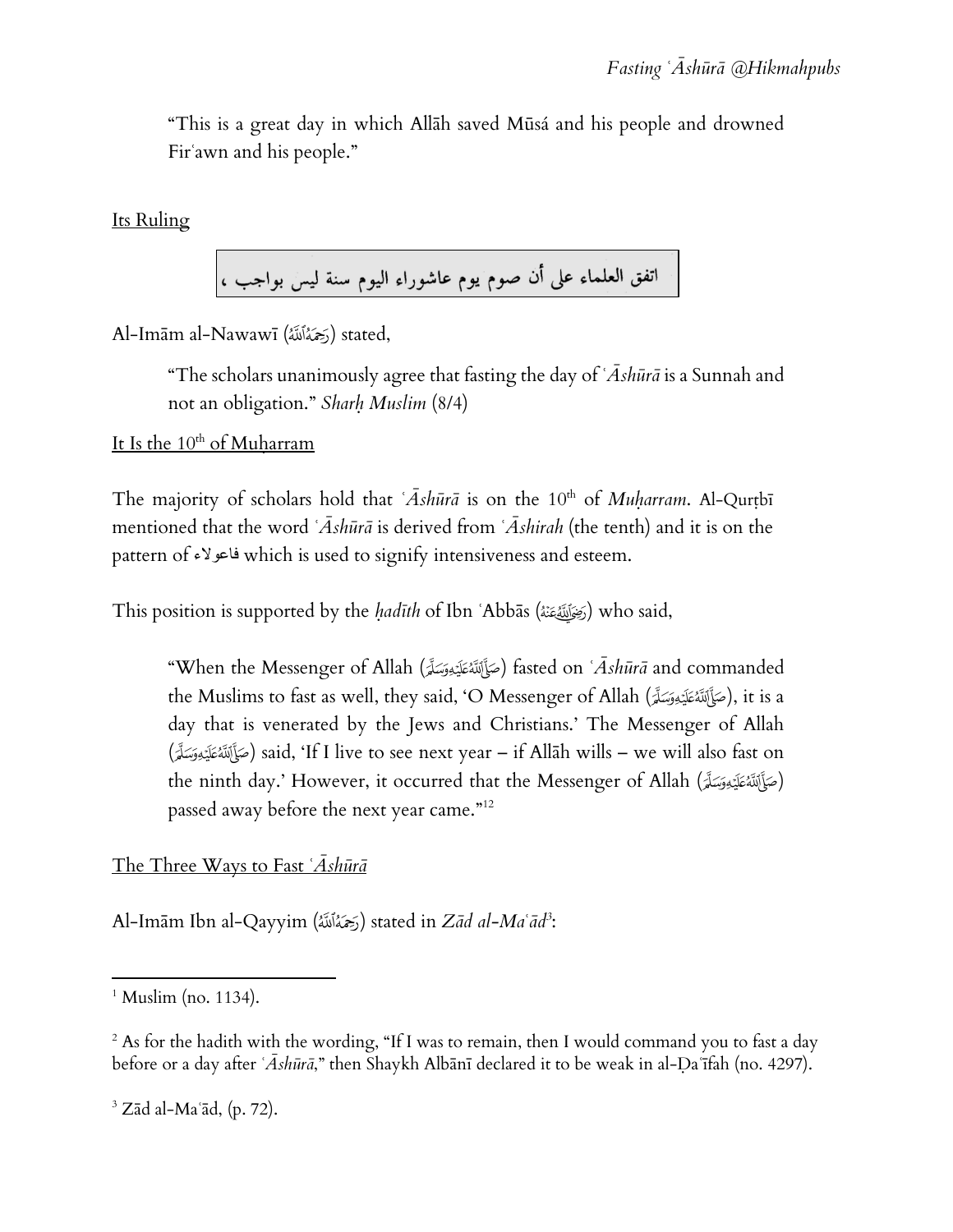"This is a great day in which Allāh saved Mūsá and his people and drowned Firʿawn and his people."

Its Ruling

اتفق العلماء على أن صوم يوم عاشوراء اليوم سنة ليس بواجب ،

Al-Imām al-Nawawī (رَحِمَهُ ٱللَّهُ) stated,

> "The scholars unanimously agree that fasting the day of *ʿĀshūrā* is a Sunnah and not an obligation." *Sharḥ Muslim* (8/4)

It Is the 10th of Muḥarram

The majority of scholars hold that *ʿĀshūrā* is on the 10th of *Muḥarram*. Al-Qurṭbī mentioned that the word *ʿĀshūrā* is derived from *ʿĀshirah* (the tenth) and it is on the pattern of فاعولاء which is used to signify intensiveness and esteem.

This position is supported by the *ḥadīth* of Ibn ʿAbbās (رَضِيَ ٱللَّهُ عَنْهُ) who said,

> "When the Messenger of Allah (صَلَّىٰ ٱللَّهُ عَلَيْهِ وَسَلَّمَ) fasted on *ʿĀshūrā* and commanded the Muslims to fast as well, they said, 'O Messenger of Allah (صَلَّىٰ ٱللَّهُ عَلَيْهِ وَسَلَّمَ), it is a day that is venerated by the Jews and Christians.' The Messenger of Allah (صَلَّىٰ ٱللَّهُ عَلَيْهِ وَسَلَّمَ) said, 'If I live to see next year – if Allāh wills – we will also fast on the ninth day.' However, it occurred that the Messenger of Allah (صَلَّىٰ ٱللَّهُ عَلَيْهِ وَسَلَّمَ) passed away before the next year came."[12]

The Three Ways to Fast *ʿĀshūrā*

Al-Imām Ibn al-Qayyim (رَحِمَهُ ٱللَّهُ) stated in *Zād al-Maʿād*[3]:

---

[1] Muslim (no. 1134).

[2] As for the hadith with the wording, "If I was to remain, then I would command you to fast a day before or a day after *ʿĀshūrā*," then Shaykh Albānī declared it to be weak in al-Ḍaʿīfah (no. 4297).

[3] Zād al-Maʿād, (p. 72).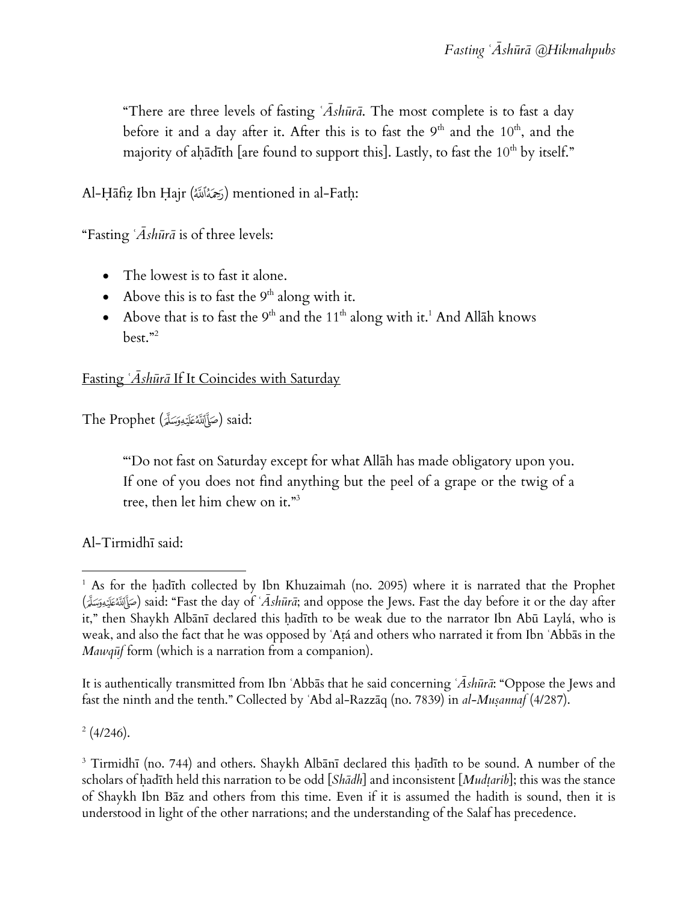> "There are three levels of fasting *ʿĀshūrā*. The most complete is to fast a day before it and a day after it. After this is to fast the 9th and the 10th, and the majority of aḥādīth [are found to support this]. Lastly, to fast the 10th by itself."

Al-Ḥāfiẓ Ibn Ḥajr (رَحِمَهُ ٱللَّهُ) mentioned in al-Fatḥ:

"Fasting *ʿĀshūrā* is of three levels:

- The lowest is to fast it alone.
- Above this is to fast the 9th along with it.
- Above that is to fast the 9th and the 11th along with it.[1] And Allāh knows best."[2]

Fasting *ʿĀshūrā* If It Coincides with Saturday

The Prophet (صَلَّىٰ ٱللَّهُ عَلَيْهِ وَسَلَّمَ) said:

> "'Do not fast on Saturday except for what Allāh has made obligatory upon you. If one of you does not find anything but the peel of a grape or the twig of a tree, then let him chew on it."[3]

Al-Tirmidhī said:

---

[1] As for the ḥadīth collected by Ibn Khuzaimah (no. 2095) where it is narrated that the Prophet (صَلَّىٰ ٱللَّهُ عَلَيْهِ وَسَلَّمَ) said: "Fast the day of *ʿĀshūrā*; and oppose the Jews. Fast the day before it or the day after it," then Shaykh Albānī declared this ḥadīth to be weak due to the narrator Ibn Abū Laylá, who is weak, and also the fact that he was opposed by ʿAṭá and others who narrated it from Ibn ʿAbbās in the *Mawqūf* form (which is a narration from a companion).

It is authentically transmitted from Ibn ʿAbbās that he said concerning *ʿĀshūrā*: "Oppose the Jews and fast the ninth and the tenth." Collected by ʿAbd al-Razzāq (no. 7839) in *al-Muṣannaf* (4/287).

[2] (4/246).

[3] Tirmidhī (no. 744) and others. Shaykh Albānī declared this ḥadīth to be sound. A number of the scholars of ḥadīth held this narration to be odd [*Shādh*] and inconsistent [*Mudṭarib*]; this was the stance of Shaykh Ibn Bāz and others from this time. Even if it is assumed the hadith is sound, then it is understood in light of the other narrations; and the understanding of the Salaf has precedence.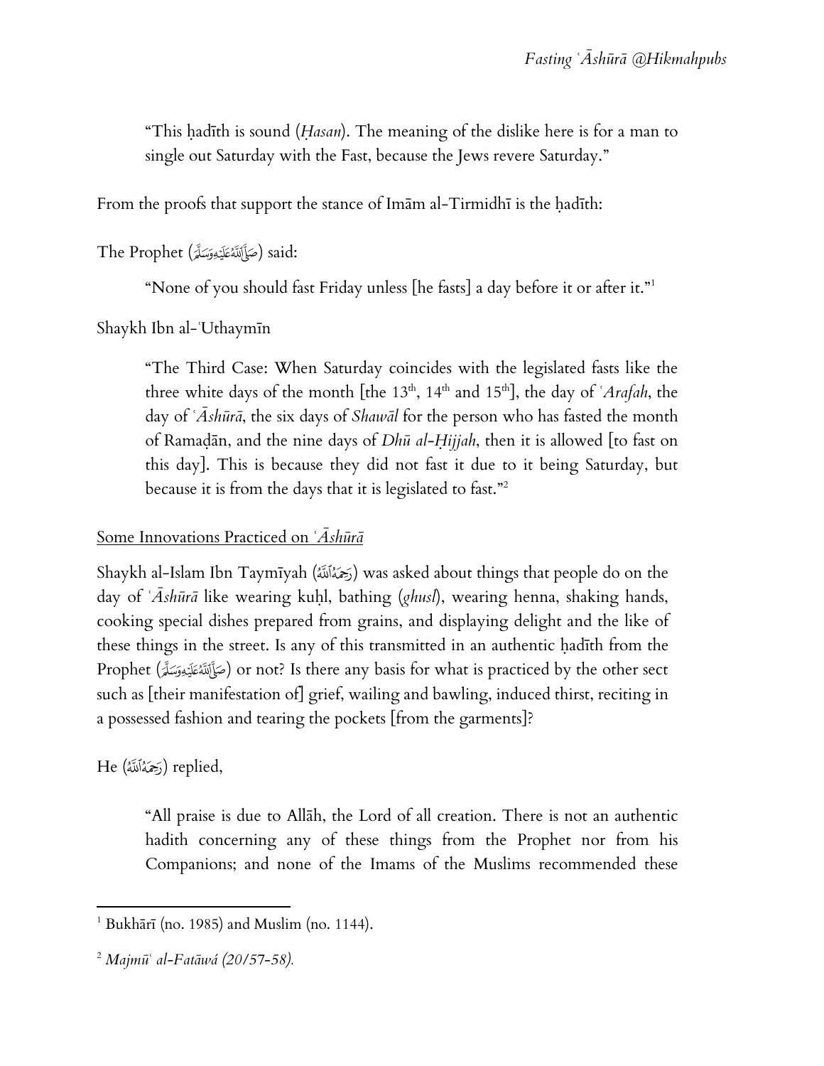> "This ḥadīth is sound (*Ḥasan*). The meaning of the dislike here is for a man to single out Saturday with the Fast, because the Jews revere Saturday."

From the proofs that support the stance of Imām al-Tirmidhī is the ḥadīth:

The Prophet (ﷺ) said:

> "None of you should fast Friday unless [he fasts] a day before it or after it."[1]

Shaykh Ibn al-ʿUthaymīn

> "The Third Case: When Saturday coincides with the legislated fasts like the three white days of the month [the 13th, 14th and 15th], the day of *ʿArafah*, the day of *ʿĀshūrā*, the six days of *Shawāl* for the person who has fasted the month of Ramaḍān, and the nine days of *Dhū al-Ḥijjah*, then it is allowed [to fast on this day]. This is because they did not fast it due to it being Saturday, but because it is from the days that it is legislated to fast."[2]

## Some Innovations Practiced on *ʿĀshūrā*

Shaykh al-Islam Ibn Taymīyah (رَحِمَهُ ٱللَّهُ) was asked about things that people do on the day of *ʿĀshūrā* like wearing kuḥl, bathing (*ghusl*), wearing henna, shaking hands, cooking special dishes prepared from grains, and displaying delight and the like of these things in the street. Is any of this transmitted in an authentic ḥadīth from the Prophet (ﷺ) or not? Is there any basis for what is practiced by the other sect such as [their manifestation of] grief, wailing and bawling, induced thirst, reciting in a possessed fashion and tearing the pockets [from the garments]?

He (رَحِمَهُ ٱللَّهُ) replied,

> "All praise is due to Allāh, the Lord of all creation. There is not an authentic hadith concerning any of these things from the Prophet nor from his Companions; and none of the Imams of the Muslims recommended these

---

[1] Bukhārī (no. 1985) and Muslim (no. 1144).

[2] *Majmūʿ al-Fatāwá (20/57-58).*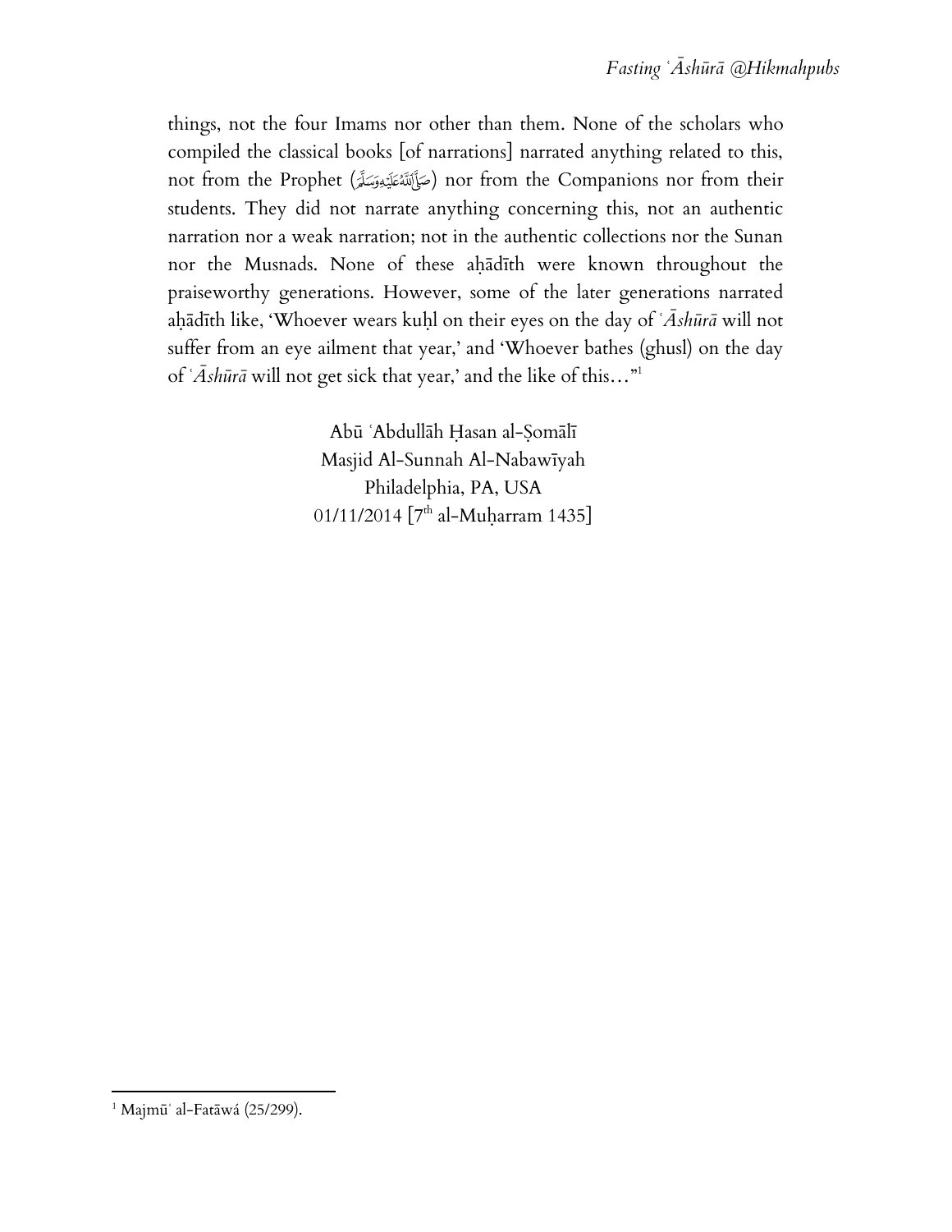things, not the four Imams nor other than them. None of the scholars who compiled the classical books [of narrations] narrated anything related to this, not from the Prophet (صَلَّى ٱللَّٰهُ عَلَيْهِ وَسَلَّمَ) nor from the Companions nor from their students. They did not narrate anything concerning this, not an authentic narration nor a weak narration; not in the authentic collections nor the Sunan nor the Musnads. None of these aḥādīth were known throughout the praiseworthy generations. However, some of the later generations narrated aḥādīth like, 'Whoever wears kuḥl on their eyes on the day of *ʿĀshūrā* will not suffer from an eye ailment that year,' and 'Whoever bathes (ghusl) on the day of *ʿĀshūrā* will not get sick that year,' and the like of this…"[1]

Abū ʿAbdullāh Ḥasan al-Ṣomālī
Masjid Al-Sunnah Al-Nabawīyah
Philadelphia, PA, USA
01/11/2014 [7th al-Muḥarram 1435]

---

[1] Majmūʿ al-Fatāwá (25/299).